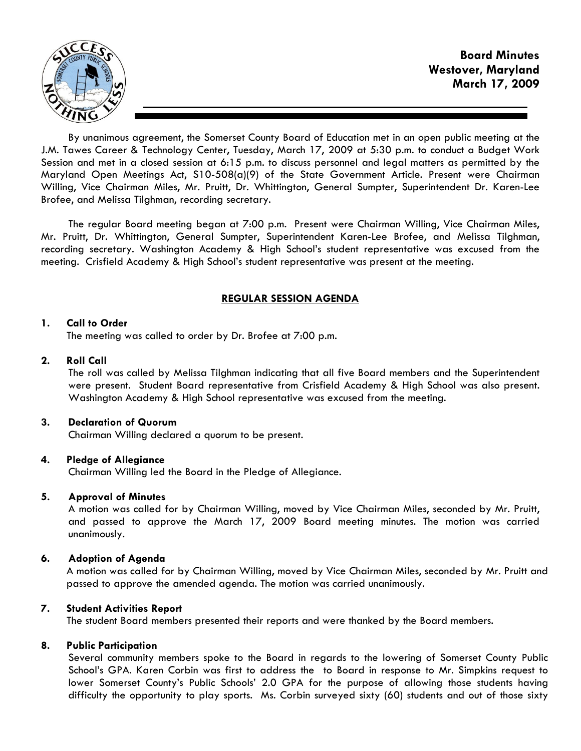# Board Minutes
## Westover, Maryland
## March 17, 2009

By unanimous agreement, the Somerset County Board of Education met in an open public meeting at the J.M. Tawes Career & Technology Center, Tuesday, March 17, 2009 at 5:30 p.m. to conduct a Budget Work Session and met in a closed session at 6:15 p.m. to discuss personnel and legal matters as permitted by the Maryland Open Meetings Act, S10-508(a)(9) of the State Government Article. Present were Chairman Willing, Vice Chairman Miles, Mr. Pruitt, Dr. Whittington, General Sumpter, Superintendent Dr. Karen-Lee Brofee, and Melissa Tilghman, recording secretary.

The regular Board meeting began at 7:00 p.m. Present were Chairman Willing, Vice Chairman Miles, Mr. Pruitt, Dr. Whittington, General Sumpter, Superintendent Karen-Lee Brofee, and Melissa Tilghman, recording secretary. Washington Academy & High School's student representative was excused from the meeting. Crisfield Academy & High School's student representative was present at the meeting.

## REGULAR SESSION AGENDA

**1. Call to Order**

The meeting was called to order by Dr. Brofee at 7:00 p.m.

**2. Roll Call**

The roll was called by Melissa Tilghman indicating that all five Board members and the Superintendent were present. Student Board representative from Crisfield Academy & High School was also present. Washington Academy & High School representative was excused from the meeting.

**3. Declaration of Quorum**

Chairman Willing declared a quorum to be present.

**4. Pledge of Allegiance**

Chairman Willing led the Board in the Pledge of Allegiance.

**5. Approval of Minutes**

A motion was called for by Chairman Willing, moved by Vice Chairman Miles, seconded by Mr. Pruitt, and passed to approve the March 17, 2009 Board meeting minutes. The motion was carried unanimously.

**6. Adoption of Agenda**

A motion was called for by Chairman Willing, moved by Vice Chairman Miles, seconded by Mr. Pruitt and passed to approve the amended agenda. The motion was carried unanimously.

**7. Student Activities Report**

The student Board members presented their reports and were thanked by the Board members.

**8. Public Participation**

Several community members spoke to the Board in regards to the lowering of Somerset County Public School's GPA. Karen Corbin was first to address the to Board in response to Mr. Simpkins request to lower Somerset County's Public Schools' 2.0 GPA for the purpose of allowing those students having difficulty the opportunity to play sports. Ms. Corbin surveyed sixty (60) students and out of those sixty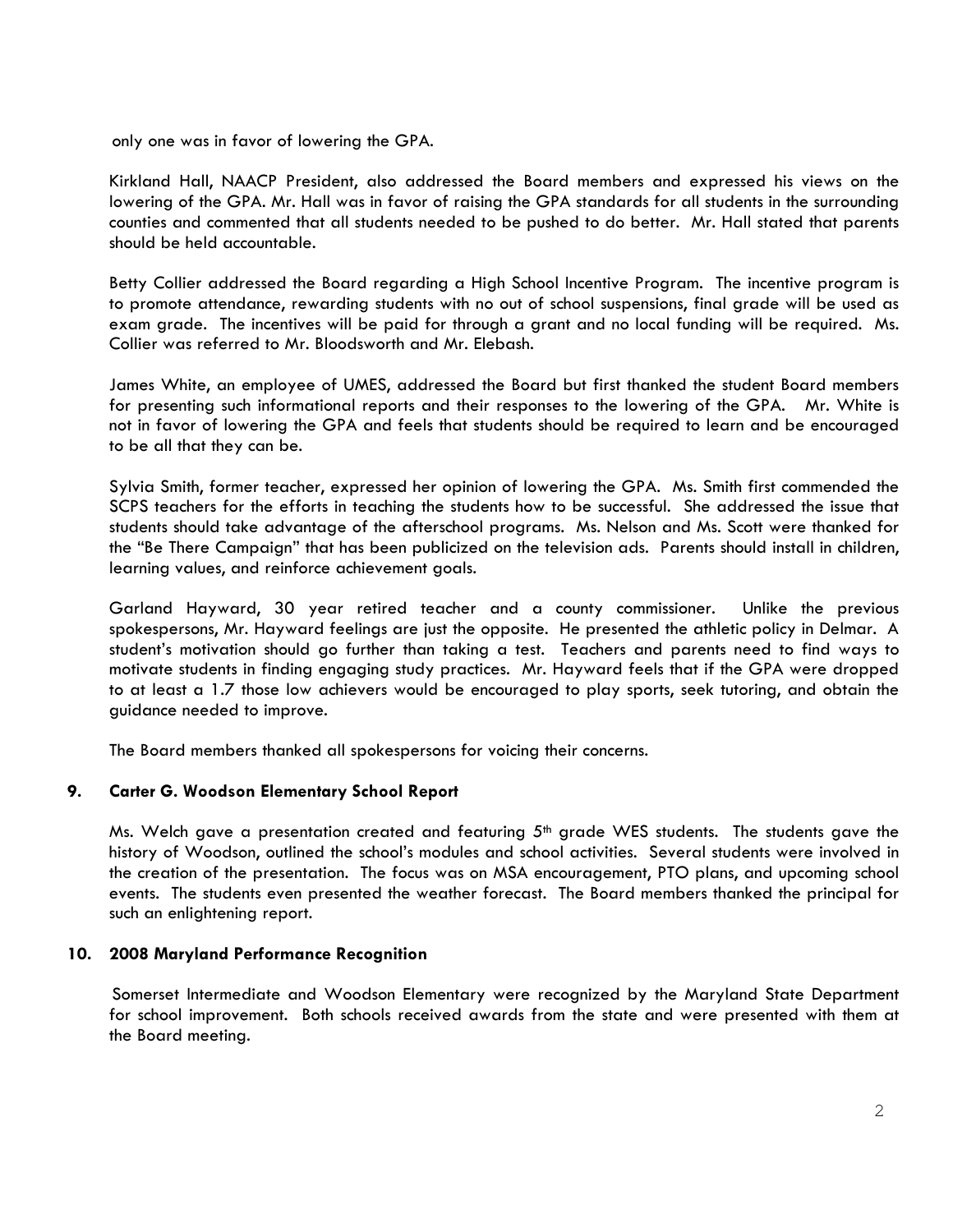only one was in favor of lowering the GPA.

Kirkland Hall, NAACP President, also addressed the Board members and expressed his views on the lowering of the GPA. Mr. Hall was in favor of raising the GPA standards for all students in the surrounding counties and commented that all students needed to be pushed to do better. Mr. Hall stated that parents should be held accountable.

Betty Collier addressed the Board regarding a High School Incentive Program. The incentive program is to promote attendance, rewarding students with no out of school suspensions, final grade will be used as exam grade. The incentives will be paid for through a grant and no local funding will be required. Ms. Collier was referred to Mr. Bloodsworth and Mr. Elebash.

James White, an employee of UMES, addressed the Board but first thanked the student Board members for presenting such informational reports and their responses to the lowering of the GPA. Mr. White is not in favor of lowering the GPA and feels that students should be required to learn and be encouraged to be all that they can be.

Sylvia Smith, former teacher, expressed her opinion of lowering the GPA. Ms. Smith first commended the SCPS teachers for the efforts in teaching the students how to be successful. She addressed the issue that students should take advantage of the afterschool programs. Ms. Nelson and Ms. Scott were thanked for the "Be There Campaign" that has been publicized on the television ads. Parents should install in children, learning values, and reinforce achievement goals.

Garland Hayward, 30 year retired teacher and a county commissioner. Unlike the previous spokespersons, Mr. Hayward feelings are just the opposite. He presented the athletic policy in Delmar. A student's motivation should go further than taking a test. Teachers and parents need to find ways to motivate students in finding engaging study practices. Mr. Hayward feels that if the GPA were dropped to at least a 1.7 those low achievers would be encouraged to play sports, seek tutoring, and obtain the guidance needed to improve.

The Board members thanked all spokespersons for voicing their concerns.

**9. Carter G. Woodson Elementary School Report**

Ms. Welch gave a presentation created and featuring 5th grade WES students. The students gave the history of Woodson, outlined the school's modules and school activities. Several students were involved in the creation of the presentation. The focus was on MSA encouragement, PTO plans, and upcoming school events. The students even presented the weather forecast. The Board members thanked the principal for such an enlightening report.

**10. 2008 Maryland Performance Recognition**

Somerset Intermediate and Woodson Elementary were recognized by the Maryland State Department for school improvement. Both schools received awards from the state and were presented with them at the Board meeting.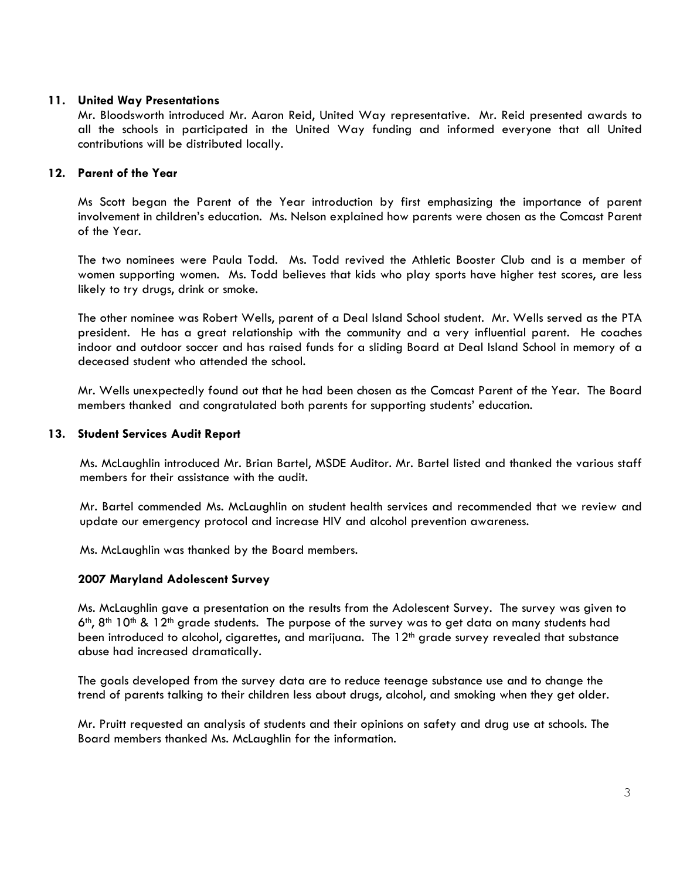**11. United Way Presentations**

Mr. Bloodsworth introduced Mr. Aaron Reid, United Way representative. Mr. Reid presented awards to all the schools in participated in the United Way funding and informed everyone that all United contributions will be distributed locally.

**12. Parent of the Year**

Ms Scott began the Parent of the Year introduction by first emphasizing the importance of parent involvement in children's education. Ms. Nelson explained how parents were chosen as the Comcast Parent of the Year.

The two nominees were Paula Todd. Ms. Todd revived the Athletic Booster Club and is a member of women supporting women. Ms. Todd believes that kids who play sports have higher test scores, are less likely to try drugs, drink or smoke.

The other nominee was Robert Wells, parent of a Deal Island School student. Mr. Wells served as the PTA president. He has a great relationship with the community and a very influential parent. He coaches indoor and outdoor soccer and has raised funds for a sliding Board at Deal Island School in memory of a deceased student who attended the school.

Mr. Wells unexpectedly found out that he had been chosen as the Comcast Parent of the Year. The Board members thanked and congratulated both parents for supporting students' education.

**13. Student Services Audit Report**

Ms. McLaughlin introduced Mr. Brian Bartel, MSDE Auditor. Mr. Bartel listed and thanked the various staff members for their assistance with the audit.

Mr. Bartel commended Ms. McLaughlin on student health services and recommended that we review and update our emergency protocol and increase HIV and alcohol prevention awareness.

Ms. McLaughlin was thanked by the Board members.

**2007 Maryland Adolescent Survey**

Ms. McLaughlin gave a presentation on the results from the Adolescent Survey. The survey was given to 6th, 8th 10th & 12th grade students. The purpose of the survey was to get data on many students had been introduced to alcohol, cigarettes, and marijuana. The 12th grade survey revealed that substance abuse had increased dramatically.

The goals developed from the survey data are to reduce teenage substance use and to change the trend of parents talking to their children less about drugs, alcohol, and smoking when they get older.

Mr. Pruitt requested an analysis of students and their opinions on safety and drug use at schools. The Board members thanked Ms. McLaughlin for the information.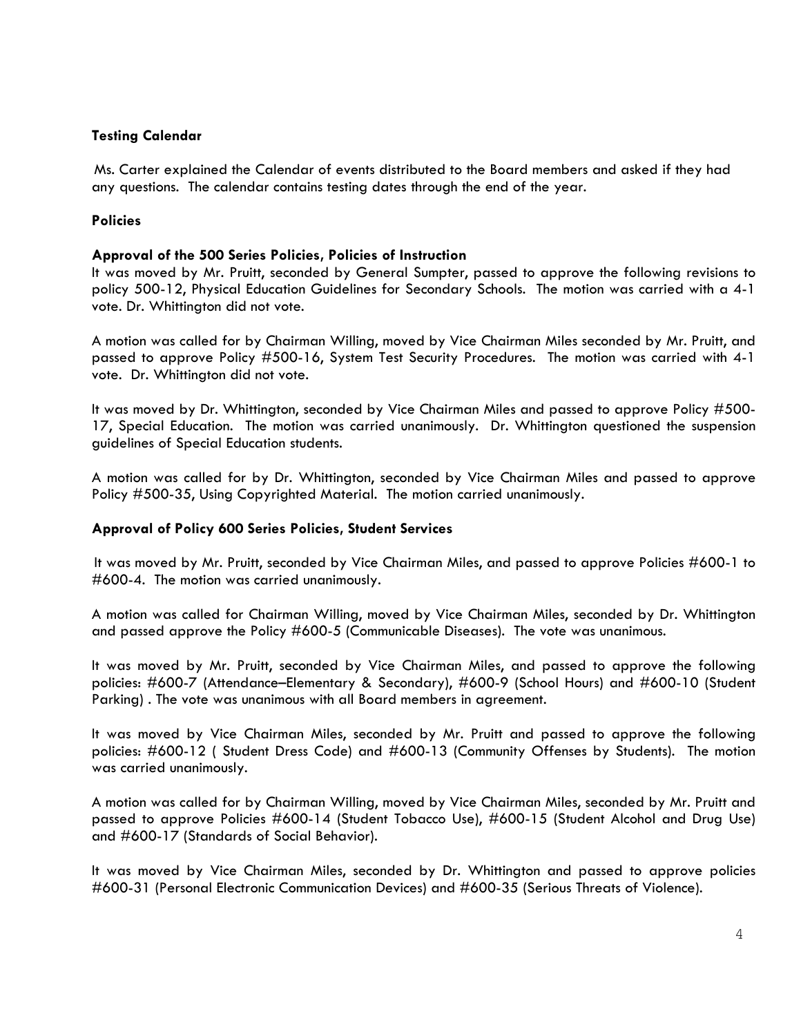**Testing Calendar**

Ms. Carter explained the Calendar of events distributed to the Board members and asked if they had any questions. The calendar contains testing dates through the end of the year.

**Policies**

**Approval of the 500 Series Policies, Policies of Instruction**

It was moved by Mr. Pruitt, seconded by General Sumpter, passed to approve the following revisions to policy 500-12, Physical Education Guidelines for Secondary Schools. The motion was carried with a 4-1 vote. Dr. Whittington did not vote.

A motion was called for by Chairman Willing, moved by Vice Chairman Miles seconded by Mr. Pruitt, and passed to approve Policy #500-16, System Test Security Procedures. The motion was carried with 4-1 vote. Dr. Whittington did not vote.

It was moved by Dr. Whittington, seconded by Vice Chairman Miles and passed to approve Policy #500-17, Special Education. The motion was carried unanimously. Dr. Whittington questioned the suspension guidelines of Special Education students.

A motion was called for by Dr. Whittington, seconded by Vice Chairman Miles and passed to approve Policy #500-35, Using Copyrighted Material. The motion carried unanimously.

**Approval of Policy 600 Series Policies, Student Services**

It was moved by Mr. Pruitt, seconded by Vice Chairman Miles, and passed to approve Policies #600-1 to #600-4. The motion was carried unanimously.

A motion was called for Chairman Willing, moved by Vice Chairman Miles, seconded by Dr. Whittington and passed approve the Policy #600-5 (Communicable Diseases). The vote was unanimous.

It was moved by Mr. Pruitt, seconded by Vice Chairman Miles, and passed to approve the following policies: #600-7 (Attendance–Elementary & Secondary), #600-9 (School Hours) and #600-10 (Student Parking) . The vote was unanimous with all Board members in agreement.

It was moved by Vice Chairman Miles, seconded by Mr. Pruitt and passed to approve the following policies: #600-12 ( Student Dress Code) and #600-13 (Community Offenses by Students). The motion was carried unanimously.

A motion was called for by Chairman Willing, moved by Vice Chairman Miles, seconded by Mr. Pruitt and passed to approve Policies #600-14 (Student Tobacco Use), #600-15 (Student Alcohol and Drug Use) and #600-17 (Standards of Social Behavior).

It was moved by Vice Chairman Miles, seconded by Dr. Whittington and passed to approve policies #600-31 (Personal Electronic Communication Devices) and #600-35 (Serious Threats of Violence).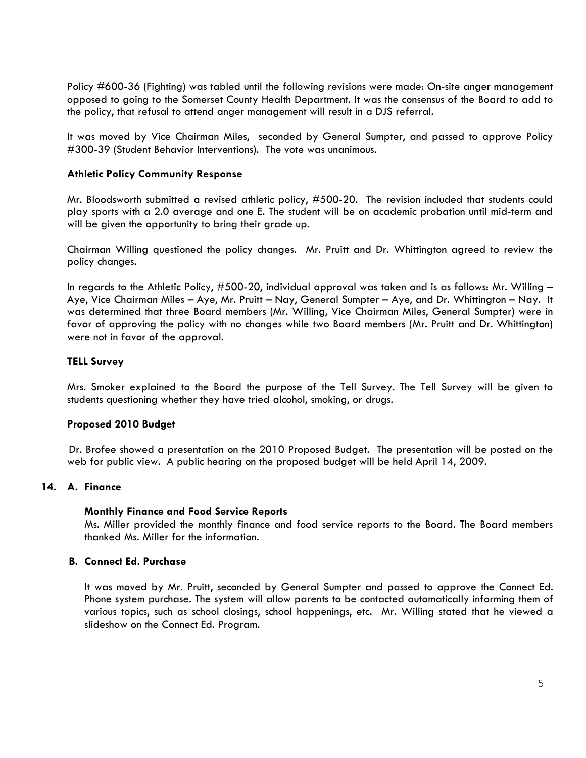Policy #600-36 (Fighting) was tabled until the following revisions were made: On-site anger management opposed to going to the Somerset County Health Department. It was the consensus of the Board to add to the policy, that refusal to attend anger management will result in a DJS referral.

It was moved by Vice Chairman Miles, seconded by General Sumpter, and passed to approve Policy #300-39 (Student Behavior Interventions). The vote was unanimous.

**Athletic Policy Community Response**

Mr. Bloodsworth submitted a revised athletic policy, #500-20. The revision included that students could play sports with a 2.0 average and one E. The student will be on academic probation until mid-term and will be given the opportunity to bring their grade up.

Chairman Willing questioned the policy changes. Mr. Pruitt and Dr. Whittington agreed to review the policy changes.

In regards to the Athletic Policy, #500-20, individual approval was taken and is as follows: Mr. Willing – Aye, Vice Chairman Miles – Aye, Mr. Pruitt – Nay, General Sumpter – Aye, and Dr. Whittington – Nay. It was determined that three Board members (Mr. Willing, Vice Chairman Miles, General Sumpter) were in favor of approving the policy with no changes while two Board members (Mr. Pruitt and Dr. Whittington) were not in favor of the approval.

**TELL Survey**

Mrs. Smoker explained to the Board the purpose of the Tell Survey. The Tell Survey will be given to students questioning whether they have tried alcohol, smoking, or drugs.

**Proposed 2010 Budget**

Dr. Brofee showed a presentation on the 2010 Proposed Budget. The presentation will be posted on the web for public view. A public hearing on the proposed budget will be held April 14, 2009.

**14. A. Finance**

**Monthly Finance and Food Service Reports**

Ms. Miller provided the monthly finance and food service reports to the Board. The Board members thanked Ms. Miller for the information.

**B. Connect Ed. Purchase**

It was moved by Mr. Pruitt, seconded by General Sumpter and passed to approve the Connect Ed. Phone system purchase. The system will allow parents to be contacted automatically informing them of various topics, such as school closings, school happenings, etc. Mr. Willing stated that he viewed a slideshow on the Connect Ed. Program.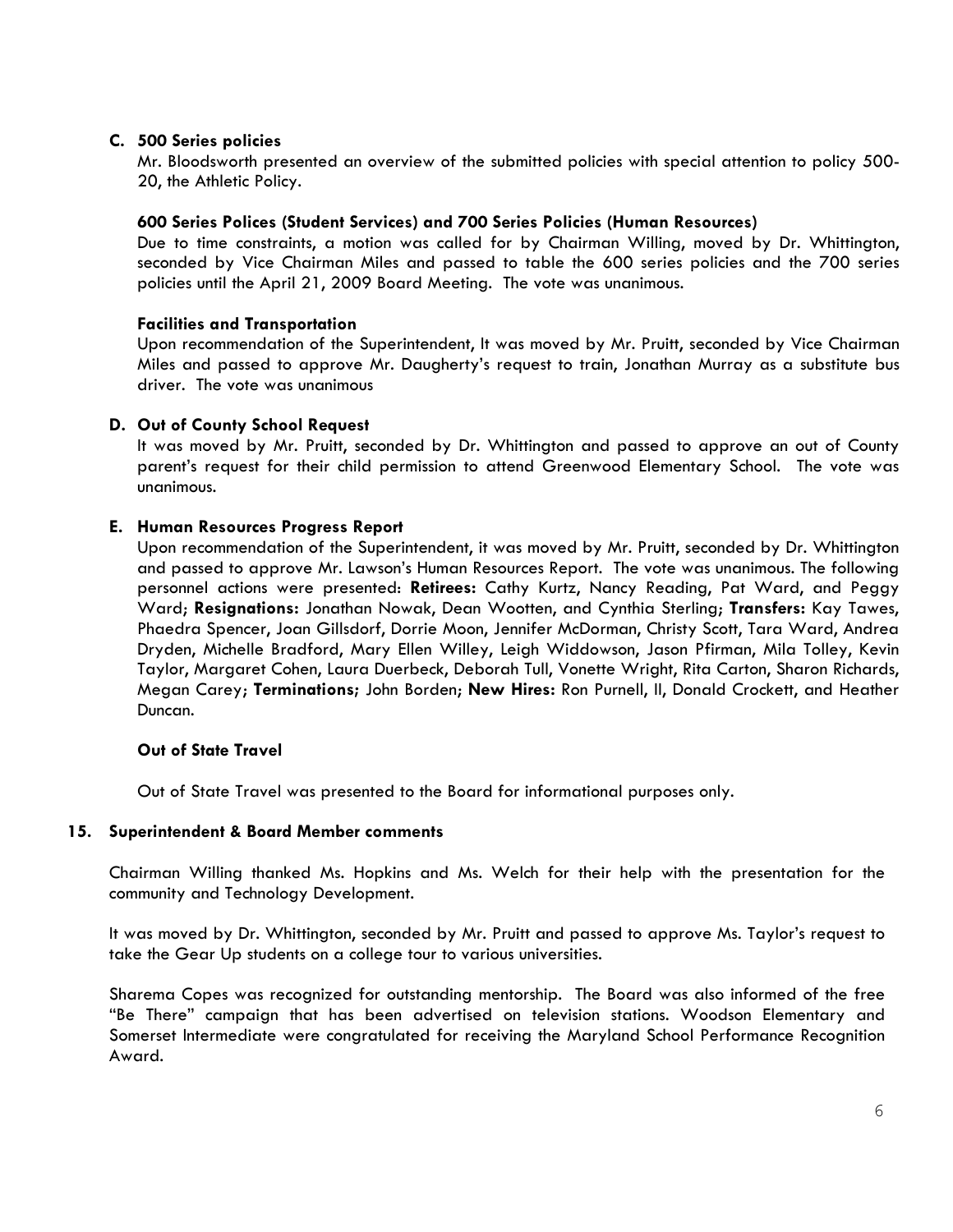**C. 500 Series policies**

Mr. Bloodsworth presented an overview of the submitted policies with special attention to policy 500-20, the Athletic Policy.

**600 Series Polices (Student Services) and 700 Series Policies (Human Resources)**

Due to time constraints, a motion was called for by Chairman Willing, moved by Dr. Whittington, seconded by Vice Chairman Miles and passed to table the 600 series policies and the 700 series policies until the April 21, 2009 Board Meeting. The vote was unanimous.

**Facilities and Transportation**

Upon recommendation of the Superintendent, It was moved by Mr. Pruitt, seconded by Vice Chairman Miles and passed to approve Mr. Daugherty's request to train, Jonathan Murray as a substitute bus driver. The vote was unanimous

**D. Out of County School Request**

It was moved by Mr. Pruitt, seconded by Dr. Whittington and passed to approve an out of County parent's request for their child permission to attend Greenwood Elementary School. The vote was unanimous.

**E. Human Resources Progress Report**

Upon recommendation of the Superintendent, it was moved by Mr. Pruitt, seconded by Dr. Whittington and passed to approve Mr. Lawson's Human Resources Report. The vote was unanimous. The following personnel actions were presented: **Retirees:** Cathy Kurtz, Nancy Reading, Pat Ward, and Peggy Ward; **Resignations:** Jonathan Nowak, Dean Wootten, and Cynthia Sterling; **Transfers:** Kay Tawes, Phaedra Spencer, Joan Gillsdorf, Dorrie Moon, Jennifer McDorman, Christy Scott, Tara Ward, Andrea Dryden, Michelle Bradford, Mary Ellen Willey, Leigh Widdowson, Jason Pfirman, Mila Tolley, Kevin Taylor, Margaret Cohen, Laura Duerbeck, Deborah Tull, Vonette Wright, Rita Carton, Sharon Richards, Megan Carey; **Terminations;** John Borden; **New Hires:** Ron Purnell, II, Donald Crockett, and Heather Duncan.

**Out of State Travel**

Out of State Travel was presented to the Board for informational purposes only.

**15. Superintendent & Board Member comments**

Chairman Willing thanked Ms. Hopkins and Ms. Welch for their help with the presentation for the community and Technology Development.

It was moved by Dr. Whittington, seconded by Mr. Pruitt and passed to approve Ms. Taylor's request to take the Gear Up students on a college tour to various universities.

Sharema Copes was recognized for outstanding mentorship. The Board was also informed of the free "Be There" campaign that has been advertised on television stations. Woodson Elementary and Somerset Intermediate were congratulated for receiving the Maryland School Performance Recognition Award.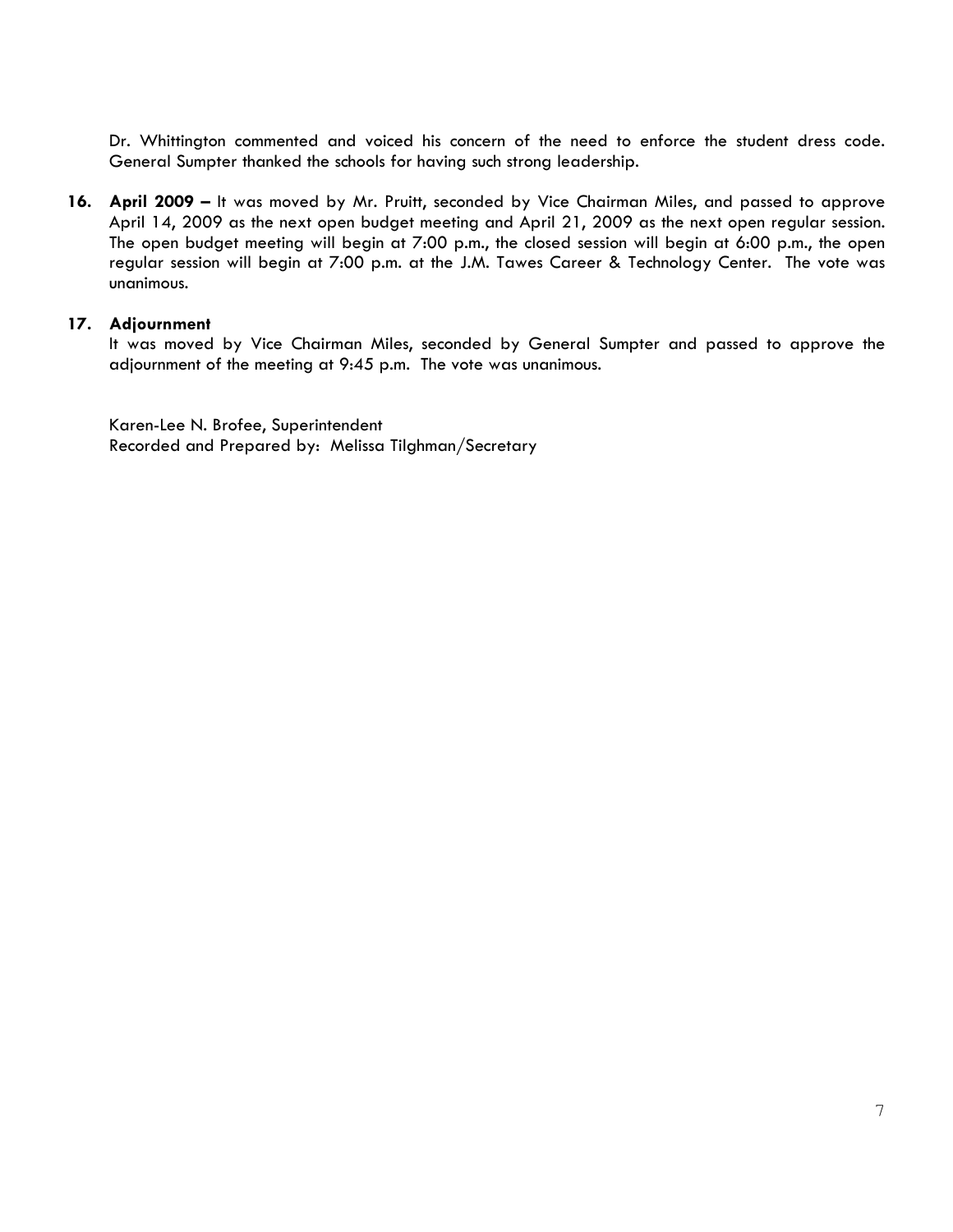Dr. Whittington commented and voiced his concern of the need to enforce the student dress code. General Sumpter thanked the schools for having such strong leadership.

16. **April 2009 –** It was moved by Mr. Pruitt, seconded by Vice Chairman Miles, and passed to approve April 14, 2009 as the next open budget meeting and April 21, 2009 as the next open regular session. The open budget meeting will begin at 7:00 p.m., the closed session will begin at 6:00 p.m., the open regular session will begin at 7:00 p.m. at the J.M. Tawes Career & Technology Center. The vote was unanimous.

17. **Adjournment**
    It was moved by Vice Chairman Miles, seconded by General Sumpter and passed to approve the adjournment of the meeting at 9:45 p.m. The vote was unanimous.

Karen-Lee N. Brofee, Superintendent
Recorded and Prepared by: Melissa Tilghman/Secretary